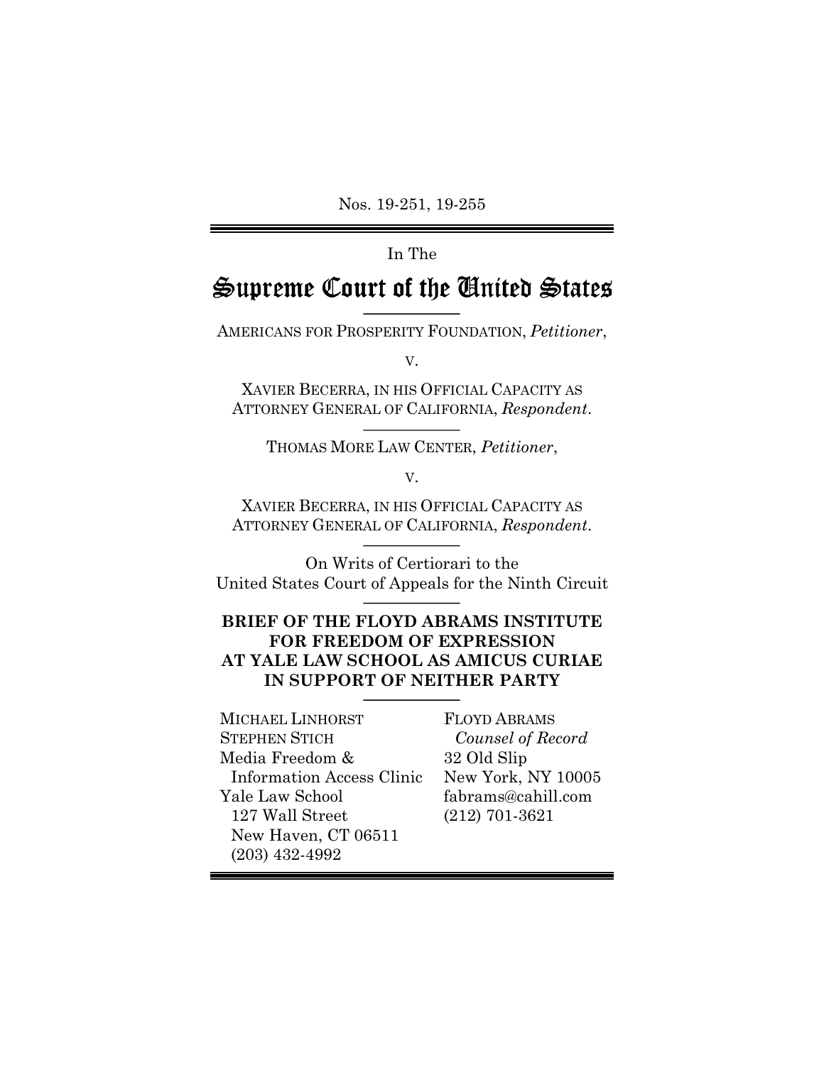Nos. 19-251, 19-255

In The

# Supreme Court of the United States

AMERICANS FOR PROSPERITY FOUNDATION, *Petitioner*,

v.

XAVIER BECERRA, IN HIS OFFICIAL CAPACITY AS ATTORNEY GENERAL OF CALIFORNIA, *Respondent*.

THOMAS MORE LAW CENTER, *Petitioner*,

v.

XAVIER BECERRA, IN HIS OFFICIAL CAPACITY AS ATTORNEY GENERAL OF CALIFORNIA, *Respondent*.

On Writs of Certiorari to the United States Court of Appeals for the Ninth Circuit

## BRIEF OF THE FLOYD ABRAMS INSTITUTE FOR FREEDOM OF EXPRESSION AT YALE LAW SCHOOL AS AMICUS CURIAE IN SUPPORT OF NEITHER PARTY

MICHAEL LINHORST
STEPHEN STICH
Media Freedom &
Information Access Clinic
Yale Law School
127 Wall Street
New Haven, CT 06511
(203) 432-4992

FLOYD ABRAMS
*Counsel of Record*
32 Old Slip
New York, NY 10005
fabrams@cahill.com
(212) 701-3621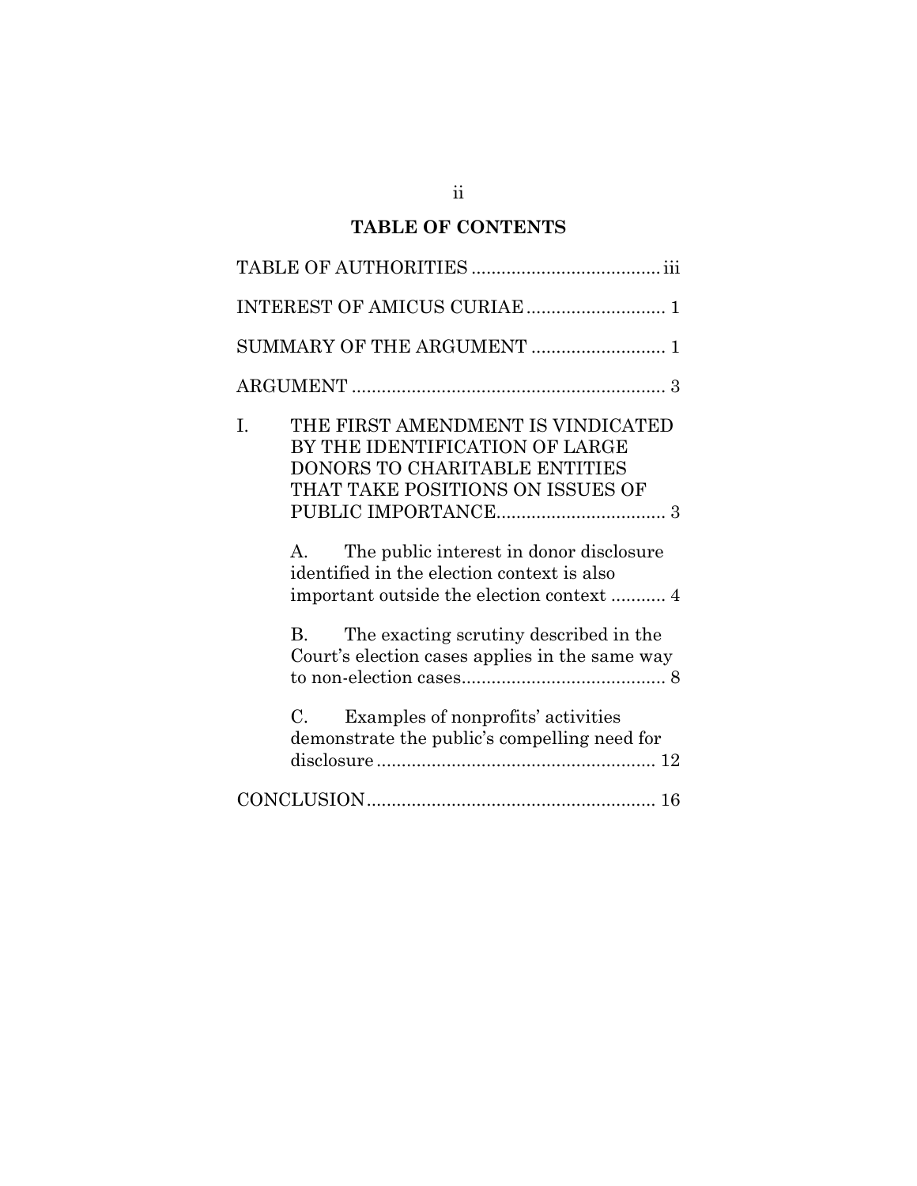# TABLE OF CONTENTS

TABLE OF AUTHORITIES ..................................... iii

INTEREST OF AMICUS CURIAE ........................... 1

SUMMARY OF THE ARGUMENT .......................... 1

ARGUMENT ............................................................... 3

I. THE FIRST AMENDMENT IS VINDICATED BY THE IDENTIFICATION OF LARGE DONORS TO CHARITABLE ENTITIES THAT TAKE POSITIONS ON ISSUES OF PUBLIC IMPORTANCE.................................. 3

   A. The public interest in donor disclosure identified in the election context is also important outside the election context ........... 4

   B. The exacting scrutiny described in the Court's election cases applies in the same way to non-election cases......................................... 8

   C. Examples of nonprofits' activities demonstrate the public's compelling need for disclosure ........................................................ 12

CONCLUSION......................................................... 16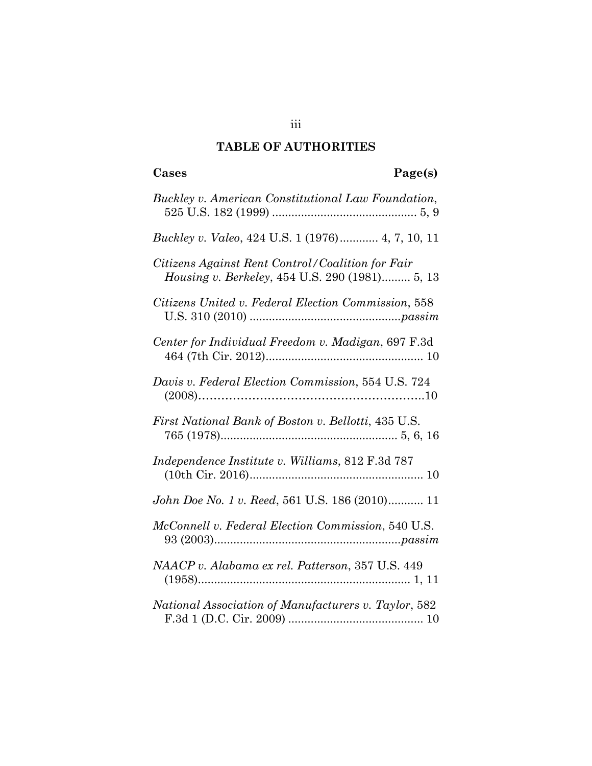## TABLE OF AUTHORITIES

**Cases** **Page(s)**

*Buckley v. American Constitutional Law Foundation*, 525 U.S. 182 (1999) ............................................ 5, 9

*Buckley v. Valeo*, 424 U.S. 1 (1976)............ 4, 7, 10, 11

*Citizens Against Rent Control/Coalition for Fair Housing v. Berkeley*, 454 U.S. 290 (1981)......... 5, 13

*Citizens United v. Federal Election Commission*, 558 U.S. 310 (2010) ...............................................*passim*

*Center for Individual Freedom v. Madigan*, 697 F.3d 464 (7th Cir. 2012)................................................. 10

*Davis v. Federal Election Commission*, 554 U.S. 724 (2008)…………………………………………………..10

*First National Bank of Boston v. Bellotti*, 435 U.S. 765 (1978)....................................................... 5, 6, 16

*Independence Institute v. Williams*, 812 F.3d 787 (10th Cir. 2016)..................................................... 10

*John Doe No. 1 v. Reed*, 561 U.S. 186 (2010)........... 11

*McConnell v. Federal Election Commission*, 540 U.S. 93 (2003)..........................................................*passim*

*NAACP v. Alabama ex rel. Patterson*, 357 U.S. 449 (1958).................................................................. 1, 11

*National Association of Manufacturers v. Taylor*, 582 F.3d 1 (D.C. Cir. 2009) .......................................... 10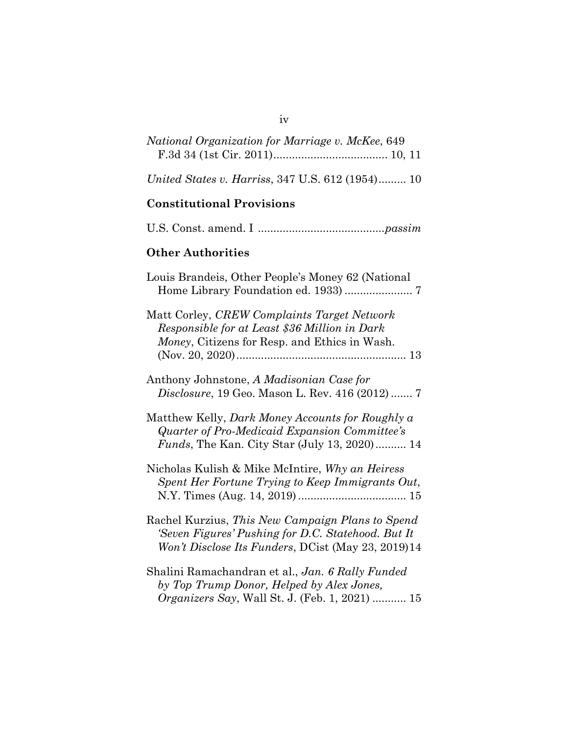*National Organization for Marriage v. McKee*, 649 F.3d 34 (1st Cir. 2011)..................................... 10, 11

*United States v. Harriss*, 347 U.S. 612 (1954)......... 10

**Constitutional Provisions**

U.S. Const. amend. I .........................................*passim*

**Other Authorities**

Louis Brandeis, Other People's Money 62 (National Home Library Foundation ed. 1933) ...................... 7

Matt Corley, *CREW Complaints Target Network Responsible for at Least $36 Million in Dark Money*, Citizens for Resp. and Ethics in Wash. (Nov. 20, 2020)....................................................... 13

Anthony Johnstone, *A Madisonian Case for Disclosure*, 19 Geo. Mason L. Rev. 416 (2012) ....... 7

Matthew Kelly, *Dark Money Accounts for Roughly a Quarter of Pro-Medicaid Expansion Committee's Funds*, The Kan. City Star (July 13, 2020).......... 14

Nicholas Kulish & Mike McIntire, *Why an Heiress Spent Her Fortune Trying to Keep Immigrants Out*, N.Y. Times (Aug. 14, 2019) ................................... 15

Rachel Kurzius, *This New Campaign Plans to Spend 'Seven Figures' Pushing for D.C. Statehood. But It Won't Disclose Its Funders*, DCist (May 23, 2019)14

Shalini Ramachandran et al., *Jan. 6 Rally Funded by Top Trump Donor, Helped by Alex Jones, Organizers Say*, Wall St. J. (Feb. 1, 2021) ........... 15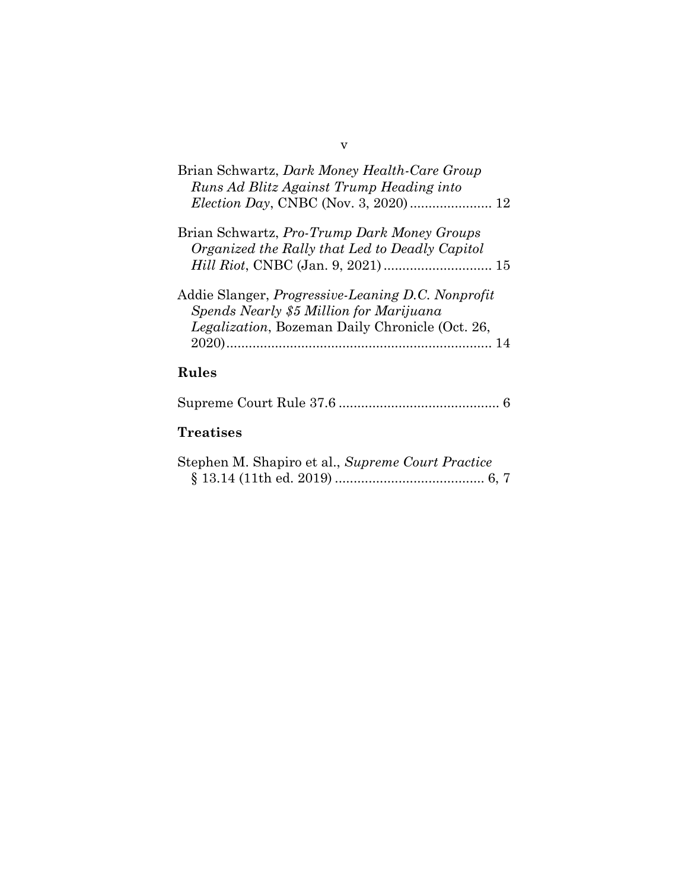Brian Schwartz, *Dark Money Health-Care Group Runs Ad Blitz Against Trump Heading into Election Day*, CNBC (Nov. 3, 2020) ...................... 12

Brian Schwartz, *Pro-Trump Dark Money Groups Organized the Rally that Led to Deadly Capitol Hill Riot*, CNBC (Jan. 9, 2021) ............................. 15

Addie Slanger, *Progressive-Leaning D.C. Nonprofit Spends Nearly $5 Million for Marijuana Legalization*, Bozeman Daily Chronicle (Oct. 26, 2020)....................................................................... 14

## Rules

Supreme Court Rule 37.6 ........................................... 6

## Treatises

Stephen M. Shapiro et al., *Supreme Court Practice* § 13.14 (11th ed. 2019) ........................................ 6, 7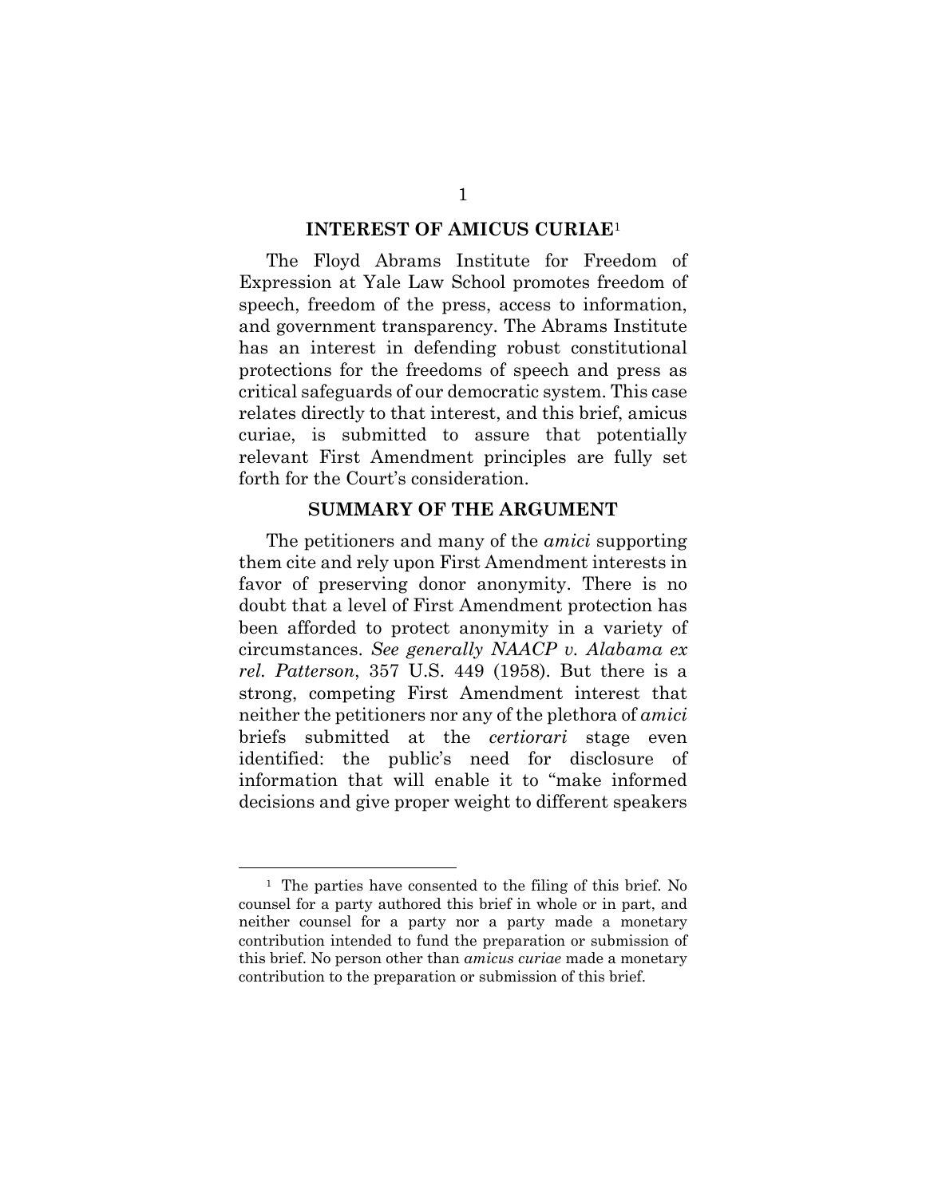## INTEREST OF AMICUS CURIAE[1]

The Floyd Abrams Institute for Freedom of Expression at Yale Law School promotes freedom of speech, freedom of the press, access to information, and government transparency. The Abrams Institute has an interest in defending robust constitutional protections for the freedoms of speech and press as critical safeguards of our democratic system. This case relates directly to that interest, and this brief, amicus curiae, is submitted to assure that potentially relevant First Amendment principles are fully set forth for the Court's consideration.

## SUMMARY OF THE ARGUMENT

The petitioners and many of the *amici* supporting them cite and rely upon First Amendment interests in favor of preserving donor anonymity. There is no doubt that a level of First Amendment protection has been afforded to protect anonymity in a variety of circumstances. *See generally NAACP v. Alabama ex rel. Patterson*, 357 U.S. 449 (1958). But there is a strong, competing First Amendment interest that neither the petitioners nor any of the plethora of *amici* briefs submitted at the *certiorari* stage even identified: the public's need for disclosure of information that will enable it to "make informed decisions and give proper weight to different speakers

---

[1] The parties have consented to the filing of this brief. No counsel for a party authored this brief in whole or in part, and neither counsel for a party nor a party made a monetary contribution intended to fund the preparation or submission of this brief. No person other than *amicus curiae* made a monetary contribution to the preparation or submission of this brief.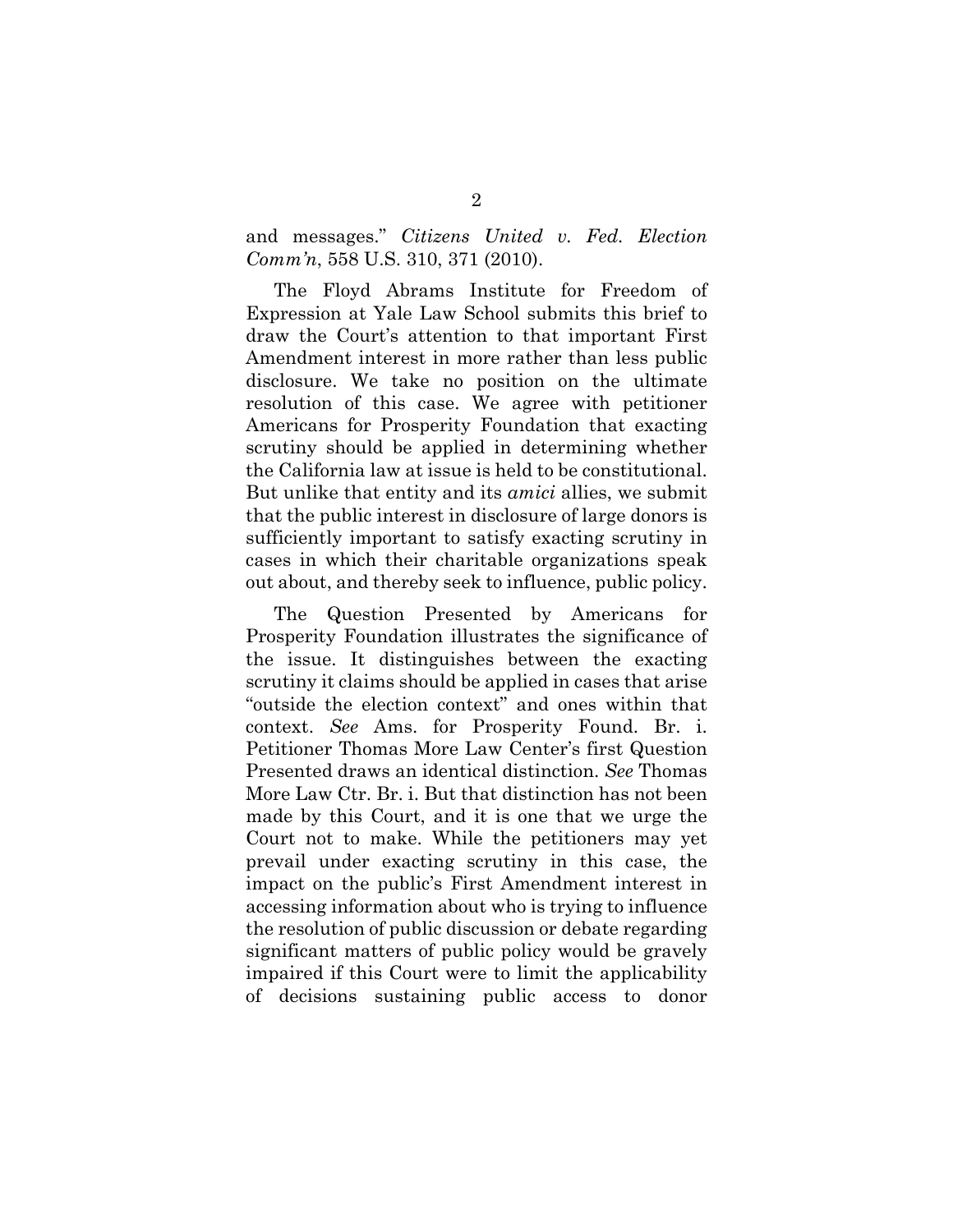and messages." *Citizens United v. Fed. Election Comm'n*, 558 U.S. 310, 371 (2010).

The Floyd Abrams Institute for Freedom of Expression at Yale Law School submits this brief to draw the Court's attention to that important First Amendment interest in more rather than less public disclosure. We take no position on the ultimate resolution of this case. We agree with petitioner Americans for Prosperity Foundation that exacting scrutiny should be applied in determining whether the California law at issue is held to be constitutional. But unlike that entity and its *amici* allies, we submit that the public interest in disclosure of large donors is sufficiently important to satisfy exacting scrutiny in cases in which their charitable organizations speak out about, and thereby seek to influence, public policy.

The Question Presented by Americans for Prosperity Foundation illustrates the significance of the issue. It distinguishes between the exacting scrutiny it claims should be applied in cases that arise "outside the election context" and ones within that context. *See* Ams. for Prosperity Found. Br. i. Petitioner Thomas More Law Center's first Question Presented draws an identical distinction. *See* Thomas More Law Ctr. Br. i. But that distinction has not been made by this Court, and it is one that we urge the Court not to make. While the petitioners may yet prevail under exacting scrutiny in this case, the impact on the public's First Amendment interest in accessing information about who is trying to influence the resolution of public discussion or debate regarding significant matters of public policy would be gravely impaired if this Court were to limit the applicability of decisions sustaining public access to donor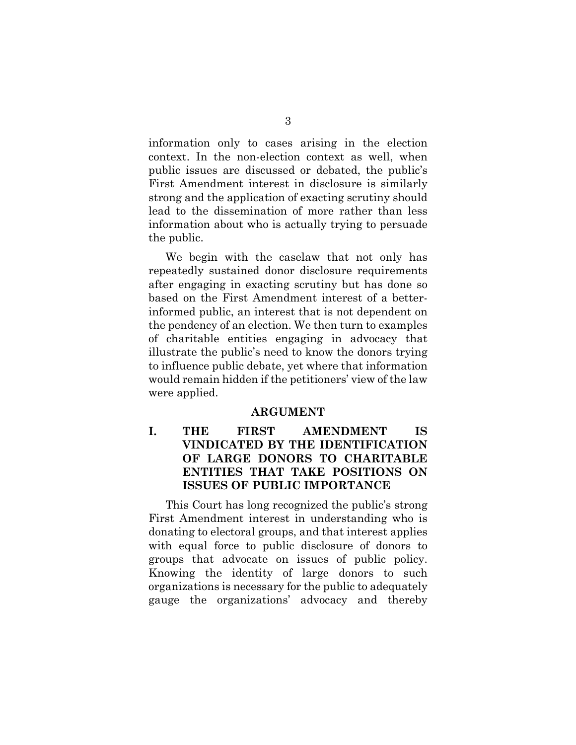information only to cases arising in the election context. In the non-election context as well, when public issues are discussed or debated, the public's First Amendment interest in disclosure is similarly strong and the application of exacting scrutiny should lead to the dissemination of more rather than less information about who is actually trying to persuade the public.

We begin with the caselaw that not only has repeatedly sustained donor disclosure requirements after engaging in exacting scrutiny but has done so based on the First Amendment interest of a better-informed public, an interest that is not dependent on the pendency of an election. We then turn to examples of charitable entities engaging in advocacy that illustrate the public's need to know the donors trying to influence public debate, yet where that information would remain hidden if the petitioners' view of the law were applied.

## ARGUMENT

### I. THE FIRST AMENDMENT IS VINDICATED BY THE IDENTIFICATION OF LARGE DONORS TO CHARITABLE ENTITIES THAT TAKE POSITIONS ON ISSUES OF PUBLIC IMPORTANCE

This Court has long recognized the public's strong First Amendment interest in understanding who is donating to electoral groups, and that interest applies with equal force to public disclosure of donors to groups that advocate on issues of public policy. Knowing the identity of large donors to such organizations is necessary for the public to adequately gauge the organizations' advocacy and thereby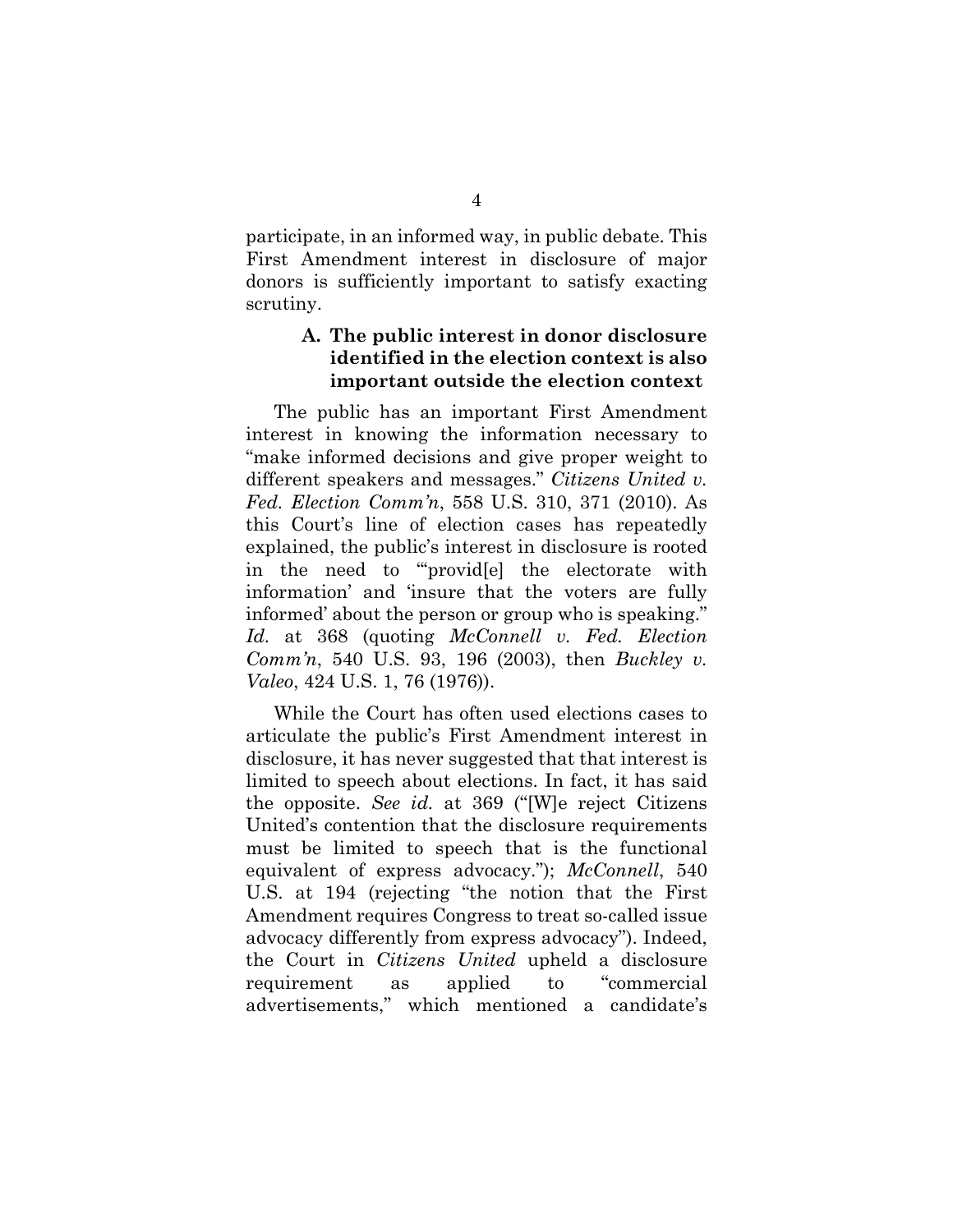participate, in an informed way, in public debate. This First Amendment interest in disclosure of major donors is sufficiently important to satisfy exacting scrutiny.

### A. The public interest in donor disclosure identified in the election context is also important outside the election context

The public has an important First Amendment interest in knowing the information necessary to "make informed decisions and give proper weight to different speakers and messages." *Citizens United v. Fed. Election Comm'n*, 558 U.S. 310, 371 (2010). As this Court's line of election cases has repeatedly explained, the public's interest in disclosure is rooted in the need to "'provid[e] the electorate with information' and 'insure that the voters are fully informed' about the person or group who is speaking." *Id.* at 368 (quoting *McConnell v. Fed. Election Comm'n*, 540 U.S. 93, 196 (2003), then *Buckley v. Valeo*, 424 U.S. 1, 76 (1976)).

While the Court has often used elections cases to articulate the public's First Amendment interest in disclosure, it has never suggested that that interest is limited to speech about elections. In fact, it has said the opposite. *See id.* at 369 ("[W]e reject Citizens United's contention that the disclosure requirements must be limited to speech that is the functional equivalent of express advocacy."); *McConnell*, 540 U.S. at 194 (rejecting "the notion that the First Amendment requires Congress to treat so-called issue advocacy differently from express advocacy"). Indeed, the Court in *Citizens United* upheld a disclosure requirement as applied to "commercial advertisements," which mentioned a candidate's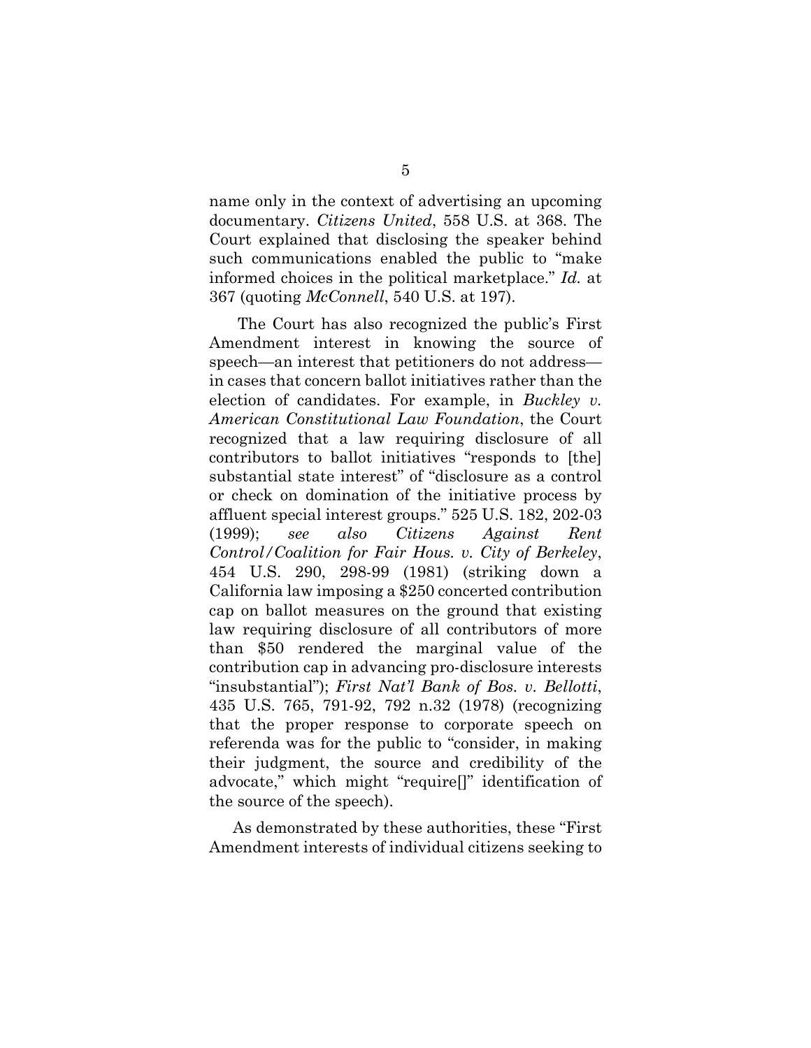name only in the context of advertising an upcoming documentary. *Citizens United*, 558 U.S. at 368. The Court explained that disclosing the speaker behind such communications enabled the public to "make informed choices in the political marketplace." *Id.* at 367 (quoting *McConnell*, 540 U.S. at 197).

The Court has also recognized the public's First Amendment interest in knowing the source of speech—an interest that petitioners do not address—in cases that concern ballot initiatives rather than the election of candidates. For example, in *Buckley v. American Constitutional Law Foundation*, the Court recognized that a law requiring disclosure of all contributors to ballot initiatives "responds to [the] substantial state interest" of "disclosure as a control or check on domination of the initiative process by affluent special interest groups." 525 U.S. 182, 202-03 (1999); *see also Citizens Against Rent Control/Coalition for Fair Hous. v. City of Berkeley*, 454 U.S. 290, 298-99 (1981) (striking down a California law imposing a $250 concerted contribution cap on ballot measures on the ground that existing law requiring disclosure of all contributors of more than $50 rendered the marginal value of the contribution cap in advancing pro-disclosure interests "insubstantial"); *First Nat'l Bank of Bos. v. Bellotti*, 435 U.S. 765, 791-92, 792 n.32 (1978) (recognizing that the proper response to corporate speech on referenda was for the public to "consider, in making their judgment, the source and credibility of the advocate," which might "require[]" identification of the source of the speech).

As demonstrated by these authorities, these "First Amendment interests of individual citizens seeking to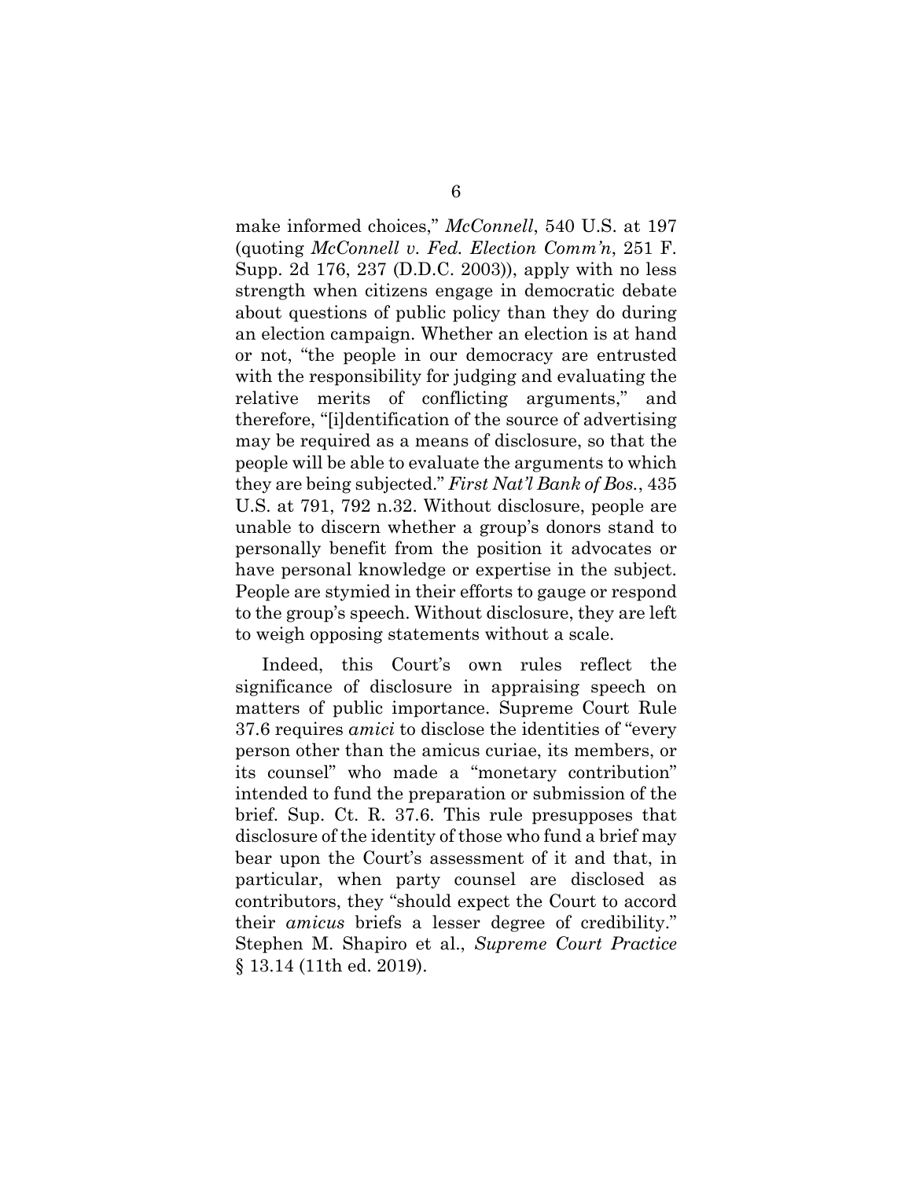make informed choices," *McConnell*, 540 U.S. at 197 (quoting *McConnell v. Fed. Election Comm'n*, 251 F. Supp. 2d 176, 237 (D.D.C. 2003)), apply with no less strength when citizens engage in democratic debate about questions of public policy than they do during an election campaign. Whether an election is at hand or not, "the people in our democracy are entrusted with the responsibility for judging and evaluating the relative merits of conflicting arguments," and therefore, "[i]dentification of the source of advertising may be required as a means of disclosure, so that the people will be able to evaluate the arguments to which they are being subjected." *First Nat'l Bank of Bos.*, 435 U.S. at 791, 792 n.32. Without disclosure, people are unable to discern whether a group's donors stand to personally benefit from the position it advocates or have personal knowledge or expertise in the subject. People are stymied in their efforts to gauge or respond to the group's speech. Without disclosure, they are left to weigh opposing statements without a scale.

Indeed, this Court's own rules reflect the significance of disclosure in appraising speech on matters of public importance. Supreme Court Rule 37.6 requires *amici* to disclose the identities of "every person other than the amicus curiae, its members, or its counsel" who made a "monetary contribution" intended to fund the preparation or submission of the brief. Sup. Ct. R. 37.6. This rule presupposes that disclosure of the identity of those who fund a brief may bear upon the Court's assessment of it and that, in particular, when party counsel are disclosed as contributors, they "should expect the Court to accord their *amicus* briefs a lesser degree of credibility." Stephen M. Shapiro et al., *Supreme Court Practice* § 13.14 (11th ed. 2019).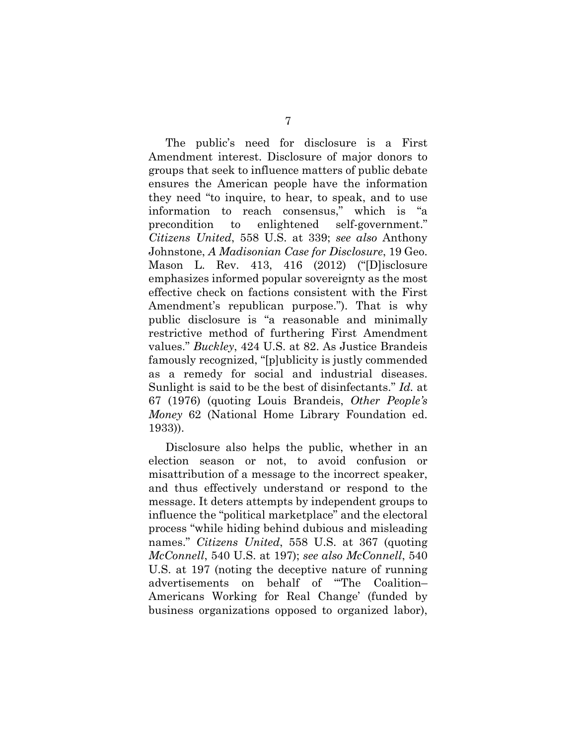The public's need for disclosure is a First Amendment interest. Disclosure of major donors to groups that seek to influence matters of public debate ensures the American people have the information they need "to inquire, to hear, to speak, and to use information to reach consensus," which is "a precondition to enlightened self-government." *Citizens United*, 558 U.S. at 339; *see also* Anthony Johnstone, *A Madisonian Case for Disclosure*, 19 Geo. Mason L. Rev. 413, 416 (2012) ("[D]isclosure emphasizes informed popular sovereignty as the most effective check on factions consistent with the First Amendment's republican purpose."). That is why public disclosure is "a reasonable and minimally restrictive method of furthering First Amendment values." *Buckley*, 424 U.S. at 82. As Justice Brandeis famously recognized, "[p]ublicity is justly commended as a remedy for social and industrial diseases. Sunlight is said to be the best of disinfectants." *Id.* at 67 (1976) (quoting Louis Brandeis, *Other People's Money* 62 (National Home Library Foundation ed. 1933)).

Disclosure also helps the public, whether in an election season or not, to avoid confusion or misattribution of a message to the incorrect speaker, and thus effectively understand or respond to the message. It deters attempts by independent groups to influence the "political marketplace" and the electoral process "while hiding behind dubious and misleading names." *Citizens United*, 558 U.S. at 367 (quoting *McConnell*, 540 U.S. at 197); *see also McConnell*, 540 U.S. at 197 (noting the deceptive nature of running advertisements on behalf of "'The Coalition–Americans Working for Real Change' (funded by business organizations opposed to organized labor),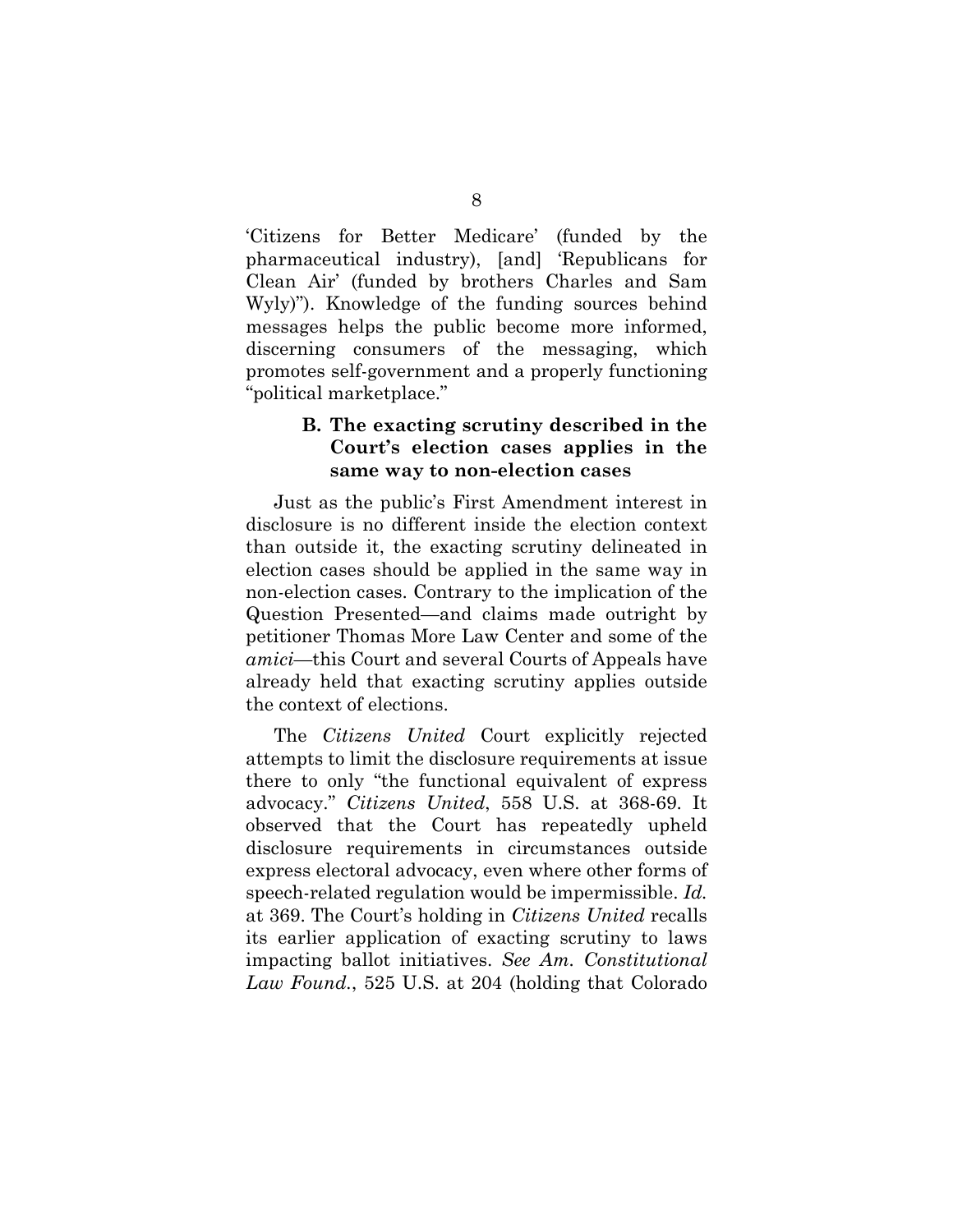'Citizens for Better Medicare' (funded by the pharmaceutical industry), [and] 'Republicans for Clean Air' (funded by brothers Charles and Sam Wyly)"). Knowledge of the funding sources behind messages helps the public become more informed, discerning consumers of the messaging, which promotes self-government and a properly functioning "political marketplace."

### B. The exacting scrutiny described in the Court's election cases applies in the same way to non-election cases

Just as the public's First Amendment interest in disclosure is no different inside the election context than outside it, the exacting scrutiny delineated in election cases should be applied in the same way in non-election cases. Contrary to the implication of the Question Presented—and claims made outright by petitioner Thomas More Law Center and some of the *amici*—this Court and several Courts of Appeals have already held that exacting scrutiny applies outside the context of elections.

The *Citizens United* Court explicitly rejected attempts to limit the disclosure requirements at issue there to only "the functional equivalent of express advocacy." *Citizens United*, 558 U.S. at 368-69. It observed that the Court has repeatedly upheld disclosure requirements in circumstances outside express electoral advocacy, even where other forms of speech-related regulation would be impermissible. *Id.* at 369. The Court's holding in *Citizens United* recalls its earlier application of exacting scrutiny to laws impacting ballot initiatives. *See Am. Constitutional Law Found.*, 525 U.S. at 204 (holding that Colorado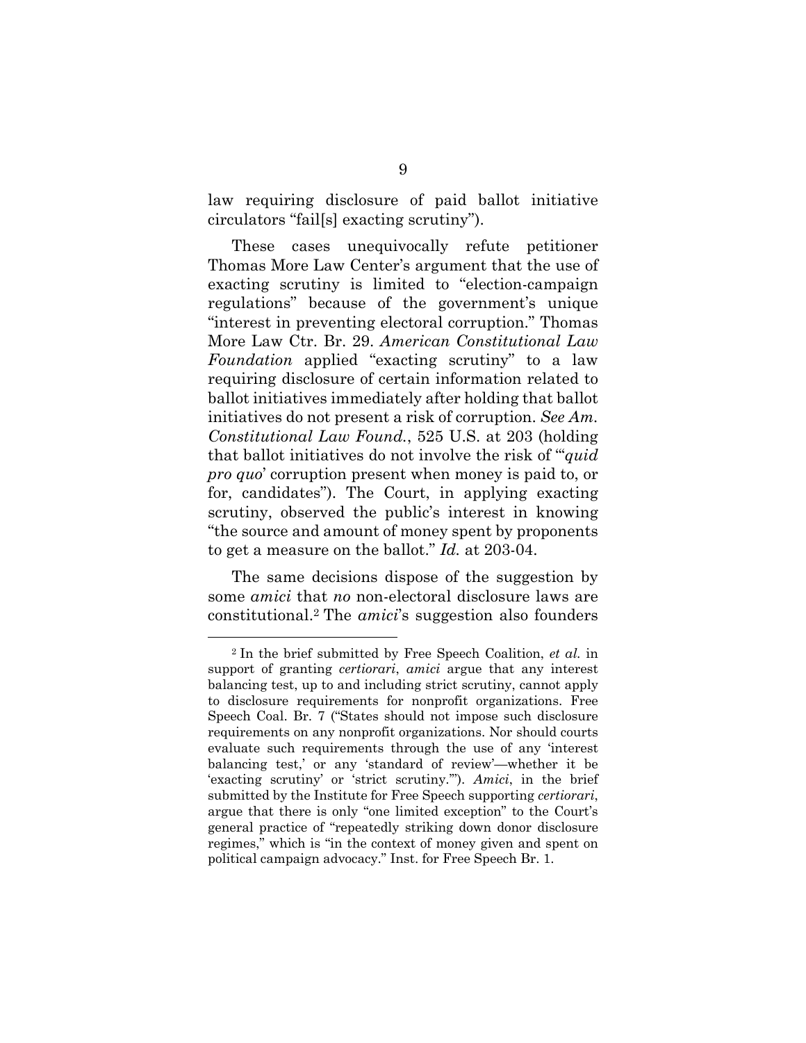law requiring disclosure of paid ballot initiative circulators "fail[s] exacting scrutiny").

These cases unequivocally refute petitioner Thomas More Law Center's argument that the use of exacting scrutiny is limited to "election-campaign regulations" because of the government's unique "interest in preventing electoral corruption." Thomas More Law Ctr. Br. 29. *American Constitutional Law Foundation* applied "exacting scrutiny" to a law requiring disclosure of certain information related to ballot initiatives immediately after holding that ballot initiatives do not present a risk of corruption. *See Am. Constitutional Law Found.*, 525 U.S. at 203 (holding that ballot initiatives do not involve the risk of "'*quid pro quo*' corruption present when money is paid to, or for, candidates"). The Court, in applying exacting scrutiny, observed the public's interest in knowing "the source and amount of money spent by proponents to get a measure on the ballot." *Id.* at 203-04.

The same decisions dispose of the suggestion by some *amici* that *no* non-electoral disclosure laws are constitutional.[2] The *amici*'s suggestion also founders

---

[2] In the brief submitted by Free Speech Coalition, *et al.* in support of granting *certiorari*, *amici* argue that any interest balancing test, up to and including strict scrutiny, cannot apply to disclosure requirements for nonprofit organizations. Free Speech Coal. Br. 7 ("States should not impose such disclosure requirements on any nonprofit organizations. Nor should courts evaluate such requirements through the use of any 'interest balancing test,' or any 'standard of review'—whether it be 'exacting scrutiny' or 'strict scrutiny.'"). *Amici*, in the brief submitted by the Institute for Free Speech supporting *certiorari*, argue that there is only "one limited exception" to the Court's general practice of "repeatedly striking down donor disclosure regimes," which is "in the context of money given and spent on political campaign advocacy." Inst. for Free Speech Br. 1.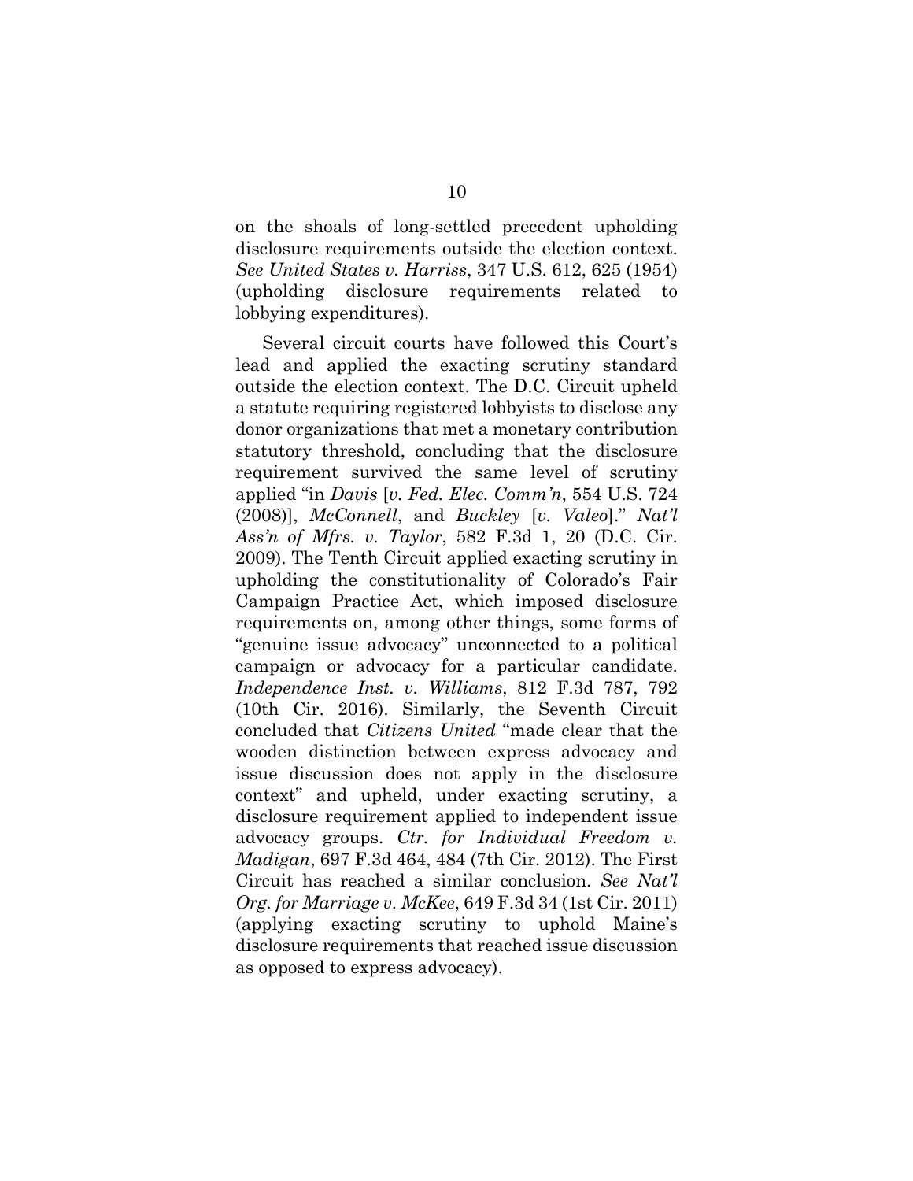on the shoals of long-settled precedent upholding disclosure requirements outside the election context. *See United States v. Harriss*, 347 U.S. 612, 625 (1954) (upholding disclosure requirements related to lobbying expenditures).

Several circuit courts have followed this Court's lead and applied the exacting scrutiny standard outside the election context. The D.C. Circuit upheld a statute requiring registered lobbyists to disclose any donor organizations that met a monetary contribution statutory threshold, concluding that the disclosure requirement survived the same level of scrutiny applied "in *Davis* [*v. Fed. Elec. Comm'n*, 554 U.S. 724 (2008)], *McConnell*, and *Buckley* [*v. Valeo*]." *Nat'l Ass'n of Mfrs. v. Taylor*, 582 F.3d 1, 20 (D.C. Cir. 2009). The Tenth Circuit applied exacting scrutiny in upholding the constitutionality of Colorado's Fair Campaign Practice Act, which imposed disclosure requirements on, among other things, some forms of "genuine issue advocacy" unconnected to a political campaign or advocacy for a particular candidate. *Independence Inst. v. Williams*, 812 F.3d 787, 792 (10th Cir. 2016). Similarly, the Seventh Circuit concluded that *Citizens United* "made clear that the wooden distinction between express advocacy and issue discussion does not apply in the disclosure context" and upheld, under exacting scrutiny, a disclosure requirement applied to independent issue advocacy groups. *Ctr. for Individual Freedom v. Madigan*, 697 F.3d 464, 484 (7th Cir. 2012). The First Circuit has reached a similar conclusion. *See Nat'l Org. for Marriage v. McKee*, 649 F.3d 34 (1st Cir. 2011) (applying exacting scrutiny to uphold Maine's disclosure requirements that reached issue discussion as opposed to express advocacy).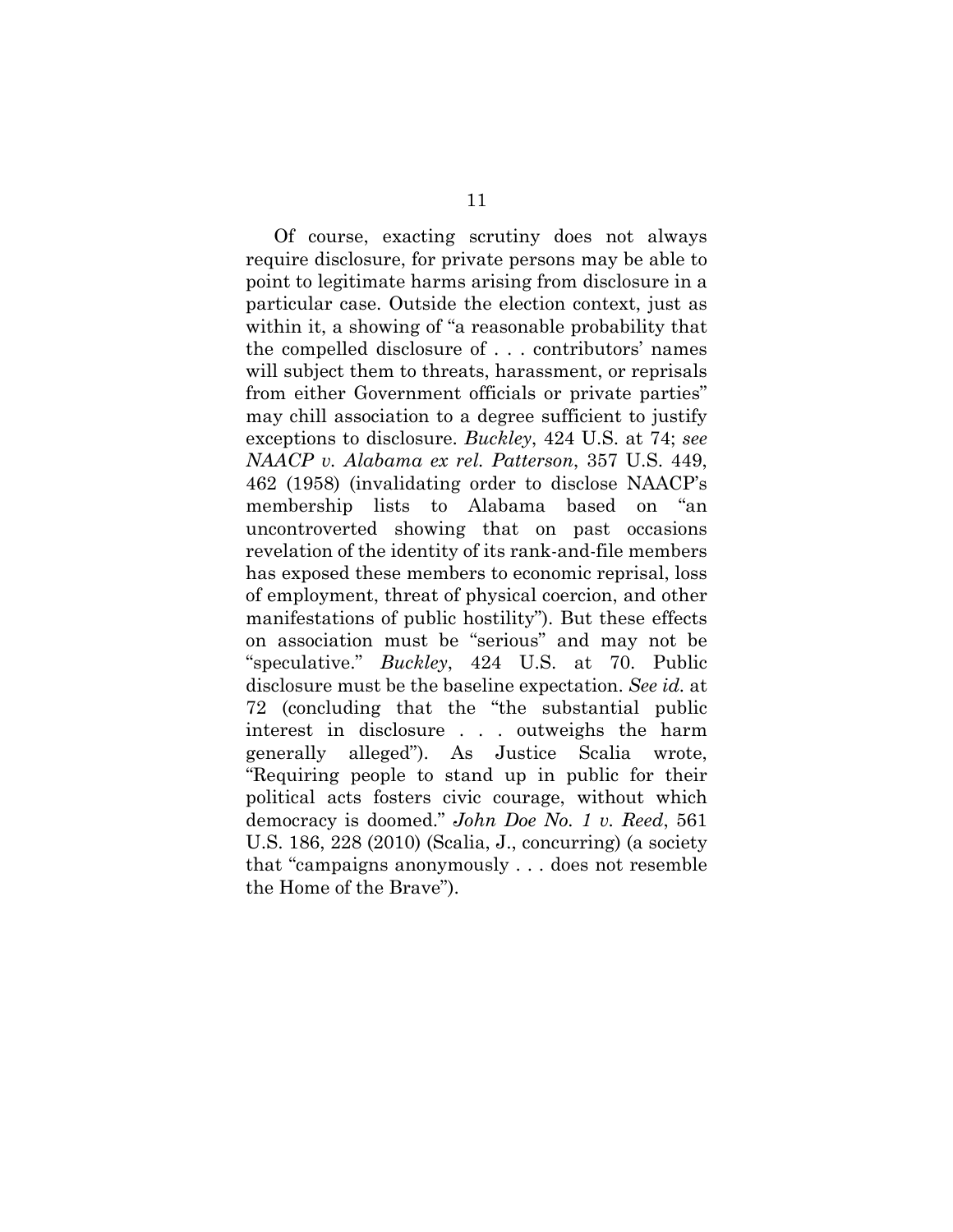Of course, exacting scrutiny does not always require disclosure, for private persons may be able to point to legitimate harms arising from disclosure in a particular case. Outside the election context, just as within it, a showing of "a reasonable probability that the compelled disclosure of . . . contributors' names will subject them to threats, harassment, or reprisals from either Government officials or private parties" may chill association to a degree sufficient to justify exceptions to disclosure. *Buckley*, 424 U.S. at 74; *see NAACP v. Alabama ex rel. Patterson*, 357 U.S. 449, 462 (1958) (invalidating order to disclose NAACP's membership lists to Alabama based on "an uncontroverted showing that on past occasions revelation of the identity of its rank-and-file members has exposed these members to economic reprisal, loss of employment, threat of physical coercion, and other manifestations of public hostility"). But these effects on association must be "serious" and may not be "speculative." *Buckley*, 424 U.S. at 70. Public disclosure must be the baseline expectation. *See id.* at 72 (concluding that the "the substantial public interest in disclosure . . . outweighs the harm generally alleged"). As Justice Scalia wrote, "Requiring people to stand up in public for their political acts fosters civic courage, without which democracy is doomed." *John Doe No. 1 v. Reed*, 561 U.S. 186, 228 (2010) (Scalia, J., concurring) (a society that "campaigns anonymously . . . does not resemble the Home of the Brave").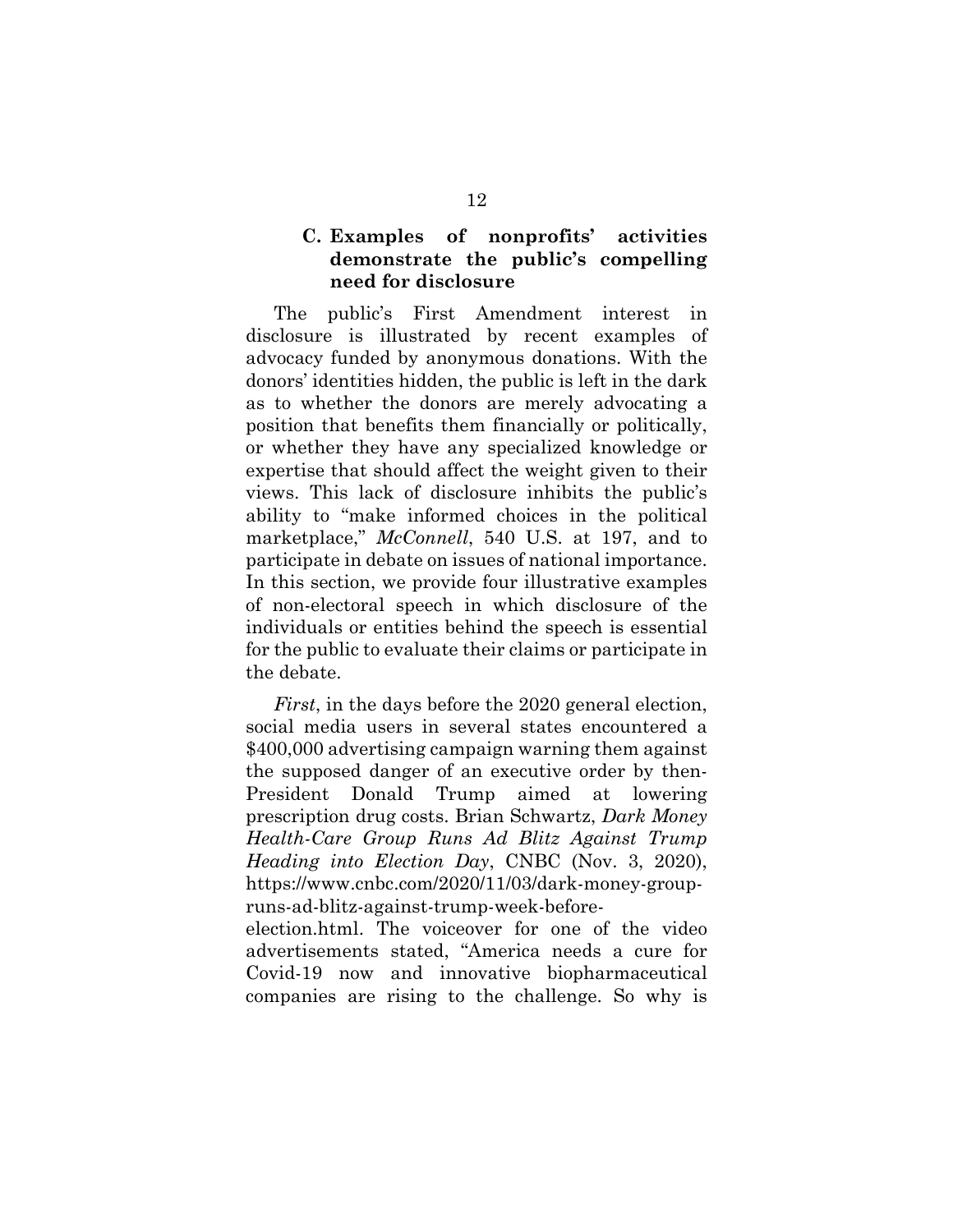### C. Examples of nonprofits' activities demonstrate the public's compelling need for disclosure

The public's First Amendment interest in disclosure is illustrated by recent examples of advocacy funded by anonymous donations. With the donors' identities hidden, the public is left in the dark as to whether the donors are merely advocating a position that benefits them financially or politically, or whether they have any specialized knowledge or expertise that should affect the weight given to their views. This lack of disclosure inhibits the public's ability to "make informed choices in the political marketplace," *McConnell*, 540 U.S. at 197, and to participate in debate on issues of national importance. In this section, we provide four illustrative examples of non-electoral speech in which disclosure of the individuals or entities behind the speech is essential for the public to evaluate their claims or participate in the debate.

*First*, in the days before the 2020 general election, social media users in several states encountered a $400,000 advertising campaign warning them against the supposed danger of an executive order by then-President Donald Trump aimed at lowering prescription drug costs. Brian Schwartz, *Dark Money Health-Care Group Runs Ad Blitz Against Trump Heading into Election Day*, CNBC (Nov. 3, 2020), https://www.cnbc.com/2020/11/03/dark-money-group-runs-ad-blitz-against-trump-week-before-election.html. The voiceover for one of the video advertisements stated, "America needs a cure for Covid-19 now and innovative biopharmaceutical companies are rising to the challenge. So why is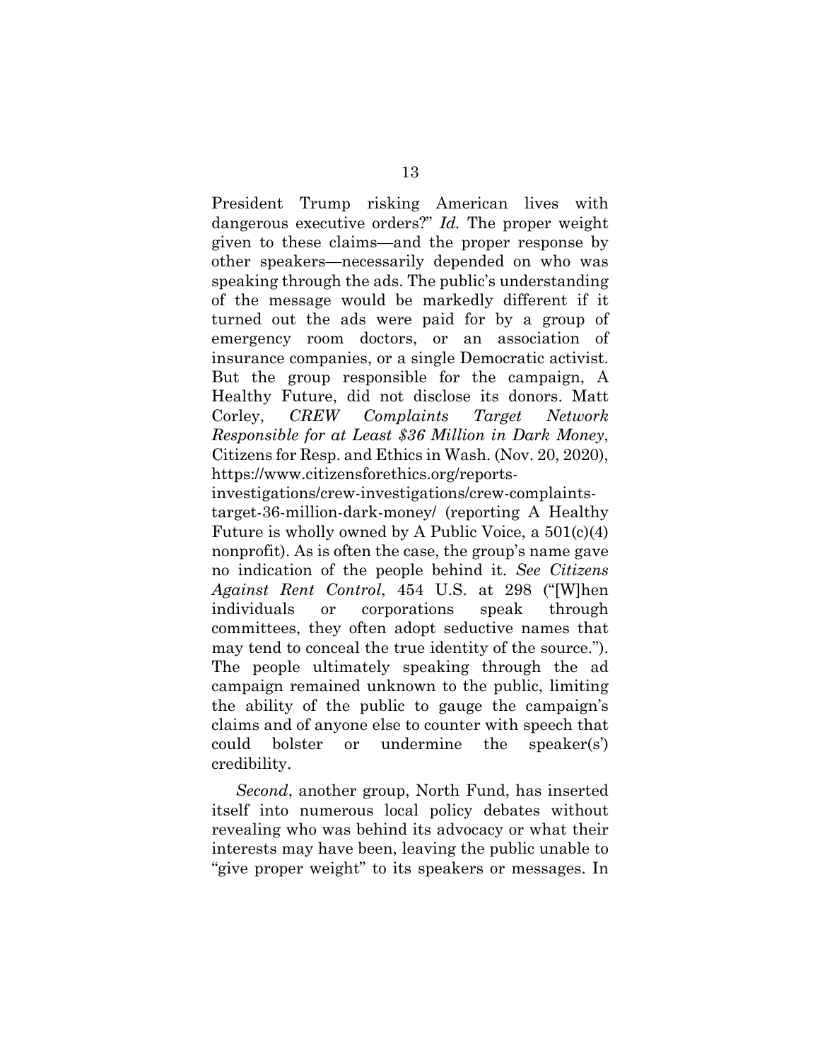President Trump risking American lives with dangerous executive orders?" *Id.* The proper weight given to these claims—and the proper response by other speakers—necessarily depended on who was speaking through the ads. The public's understanding of the message would be markedly different if it turned out the ads were paid for by a group of emergency room doctors, or an association of insurance companies, or a single Democratic activist. But the group responsible for the campaign, A Healthy Future, did not disclose its donors. Matt Corley, *CREW Complaints Target Network Responsible for at Least $36 Million in Dark Money*, Citizens for Resp. and Ethics in Wash. (Nov. 20, 2020), https://www.citizensforethics.org/reports-investigations/crew-investigations/crew-complaints-target-36-million-dark-money/ (reporting A Healthy Future is wholly owned by A Public Voice, a 501(c)(4) nonprofit). As is often the case, the group's name gave no indication of the people behind it. *See Citizens Against Rent Control*, 454 U.S. at 298 ("[W]hen individuals or corporations speak through committees, they often adopt seductive names that may tend to conceal the true identity of the source."). The people ultimately speaking through the ad campaign remained unknown to the public, limiting the ability of the public to gauge the campaign's claims and of anyone else to counter with speech that could bolster or undermine the speaker(s') credibility.

*Second*, another group, North Fund, has inserted itself into numerous local policy debates without revealing who was behind its advocacy or what their interests may have been, leaving the public unable to "give proper weight" to its speakers or messages. In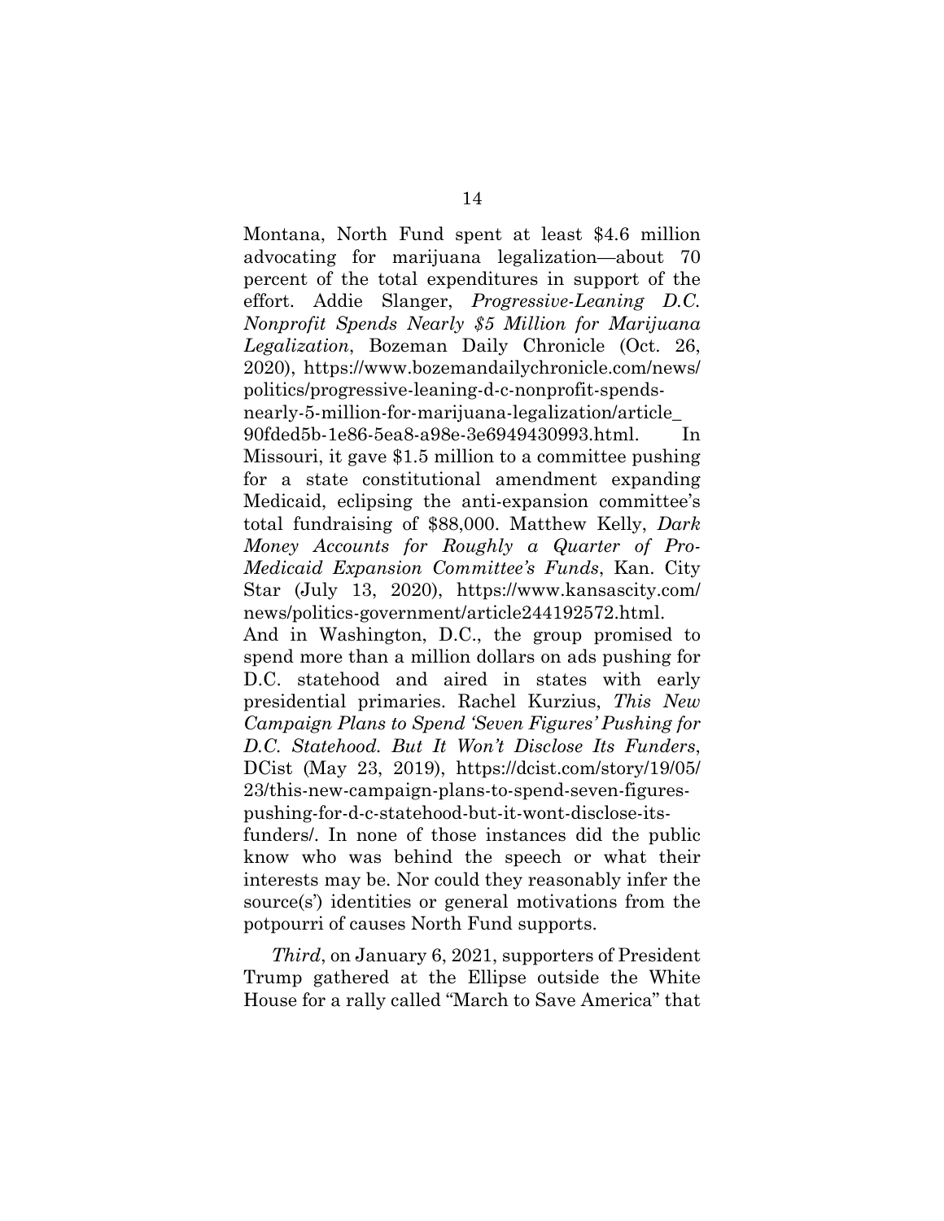Montana, North Fund spent at least $4.6 million advocating for marijuana legalization—about 70 percent of the total expenditures in support of the effort. Addie Slanger, *Progressive-Leaning D.C. Nonprofit Spends Nearly $5 Million for Marijuana Legalization*, Bozeman Daily Chronicle (Oct. 26, 2020), https://www.bozemandailychronicle.com/news/politics/progressive-leaning-d-c-nonprofit-spends-nearly-5-million-for-marijuana-legalization/article_90fded5b-1e86-5ea8-a98e-3e6949430993.html. In Missouri, it gave $1.5 million to a committee pushing for a state constitutional amendment expanding Medicaid, eclipsing the anti-expansion committee's total fundraising of $88,000. Matthew Kelly, *Dark Money Accounts for Roughly a Quarter of Pro-Medicaid Expansion Committee's Funds*, Kan. City Star (July 13, 2020), https://www.kansascity.com/news/politics-government/article244192572.html. And in Washington, D.C., the group promised to spend more than a million dollars on ads pushing for D.C. statehood and aired in states with early presidential primaries. Rachel Kurzius, *This New Campaign Plans to Spend 'Seven Figures' Pushing for D.C. Statehood. But It Won't Disclose Its Funders*, DCist (May 23, 2019), https://dcist.com/story/19/05/23/this-new-campaign-plans-to-spend-seven-figures-pushing-for-d-c-statehood-but-it-wont-disclose-its-funders/. In none of those instances did the public know who was behind the speech or what their interests may be. Nor could they reasonably infer the source(s') identities or general motivations from the potpourri of causes North Fund supports.

*Third*, on January 6, 2021, supporters of President Trump gathered at the Ellipse outside the White House for a rally called "March to Save America" that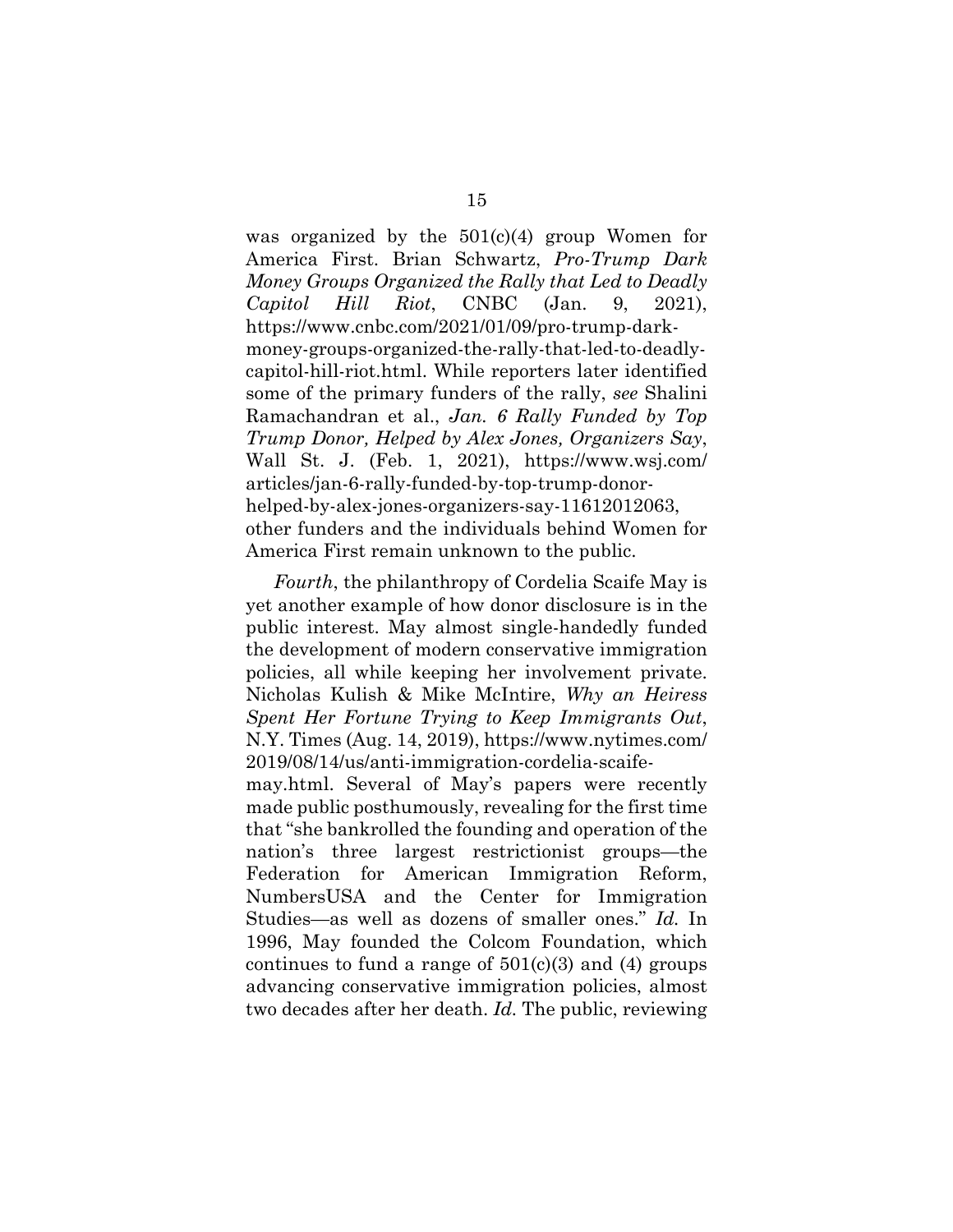was organized by the 501(c)(4) group Women for America First. Brian Schwartz, *Pro-Trump Dark Money Groups Organized the Rally that Led to Deadly Capitol Hill Riot*, CNBC (Jan. 9, 2021), https://www.cnbc.com/2021/01/09/pro-trump-dark-money-groups-organized-the-rally-that-led-to-deadly-capitol-hill-riot.html. While reporters later identified some of the primary funders of the rally, *see* Shalini Ramachandran et al., *Jan. 6 Rally Funded by Top Trump Donor, Helped by Alex Jones, Organizers Say*, Wall St. J. (Feb. 1, 2021), https://www.wsj.com/articles/jan-6-rally-funded-by-top-trump-donor-helped-by-alex-jones-organizers-say-11612012063, other funders and the individuals behind Women for America First remain unknown to the public.

*Fourth*, the philanthropy of Cordelia Scaife May is yet another example of how donor disclosure is in the public interest. May almost single-handedly funded the development of modern conservative immigration policies, all while keeping her involvement private. Nicholas Kulish & Mike McIntire, *Why an Heiress Spent Her Fortune Trying to Keep Immigrants Out*, N.Y. Times (Aug. 14, 2019), https://www.nytimes.com/2019/08/14/us/anti-immigration-cordelia-scaife-may.html. Several of May's papers were recently made public posthumously, revealing for the first time that "she bankrolled the founding and operation of the nation's three largest restrictionist groups—the Federation for American Immigration Reform, NumbersUSA and the Center for Immigration Studies—as well as dozens of smaller ones." *Id.* In 1996, May founded the Colcom Foundation, which continues to fund a range of 501(c)(3) and (4) groups advancing conservative immigration policies, almost two decades after her death. *Id.* The public, reviewing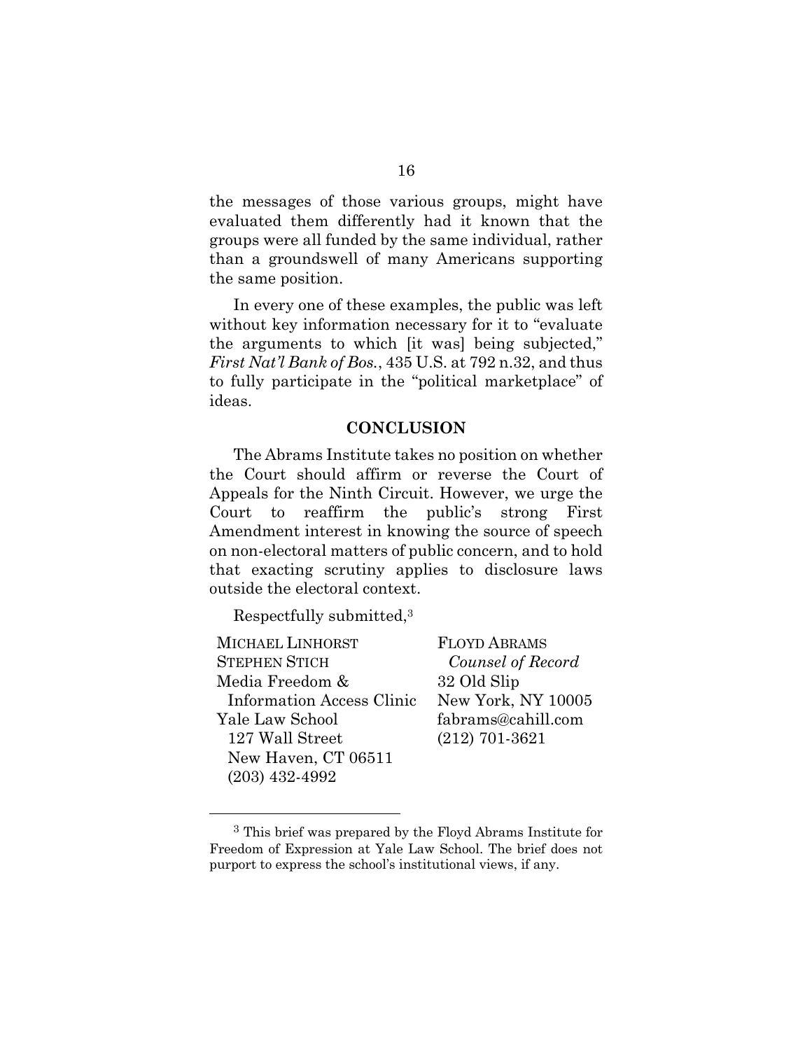the messages of those various groups, might have evaluated them differently had it known that the groups were all funded by the same individual, rather than a groundswell of many Americans supporting the same position.

In every one of these examples, the public was left without key information necessary for it to "evaluate the arguments to which [it was] being subjected," *First Nat'l Bank of Bos.*, 435 U.S. at 792 n.32, and thus to fully participate in the "political marketplace" of ideas.

## CONCLUSION

The Abrams Institute takes no position on whether the Court should affirm or reverse the Court of Appeals for the Ninth Circuit. However, we urge the Court to reaffirm the public's strong First Amendment interest in knowing the source of speech on non-electoral matters of public concern, and to hold that exacting scrutiny applies to disclosure laws outside the electoral context.

Respectfully submitted,[3]

MICHAEL LINHORST
STEPHEN STICH
Media Freedom &
Information Access Clinic
Yale Law School
127 Wall Street
New Haven, CT 06511
(203) 432-4992

FLOYD ABRAMS
*Counsel of Record*
32 Old Slip
New York, NY 10005
fabrams@cahill.com
(212) 701-3621

[3] This brief was prepared by the Floyd Abrams Institute for Freedom of Expression at Yale Law School. The brief does not purport to express the school's institutional views, if any.